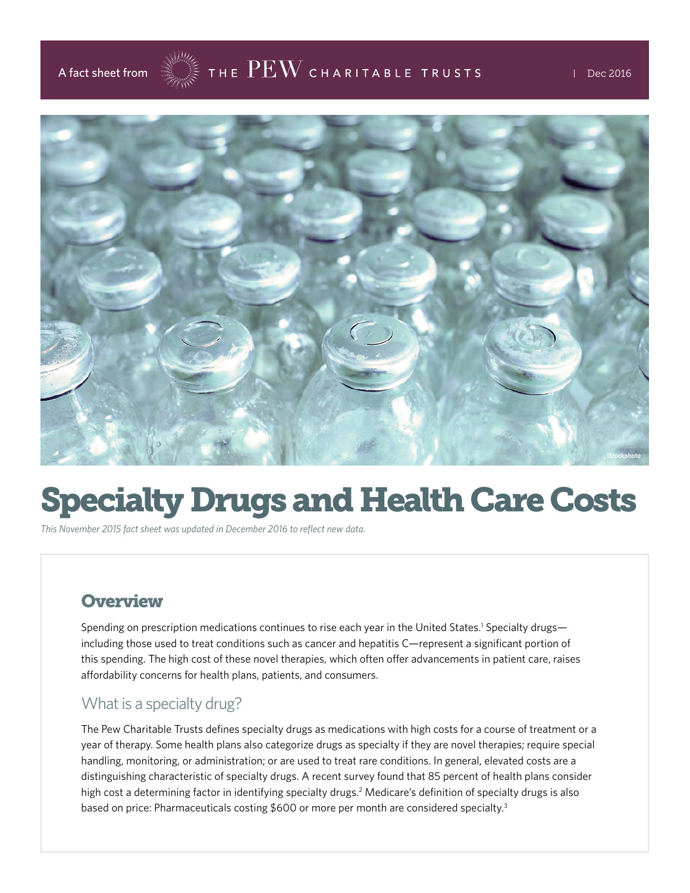A fact sheet from THE PEW CHARITABLE TRUSTS | Dec 2016

# Specialty Drugs and Health Care Costs

*This November 2015 fact sheet was updated in December 2016 to reflect new data.*

## Overview

Spending on prescription medications continues to rise each year in the United States.[1] Specialty drugs—including those used to treat conditions such as cancer and hepatitis C—represent a significant portion of this spending. The high cost of these novel therapies, which often offer advancements in patient care, raises affordability concerns for health plans, patients, and consumers.

### What is a specialty drug?

The Pew Charitable Trusts defines specialty drugs as medications with high costs for a course of treatment or a year of therapy. Some health plans also categorize drugs as specialty if they are novel therapies; require special handling, monitoring, or administration; or are used to treat rare conditions. In general, elevated costs are a distinguishing characteristic of specialty drugs. A recent survey found that 85 percent of health plans consider high cost a determining factor in identifying specialty drugs.[2] Medicare's definition of specialty drugs is also based on price: Pharmaceuticals costing $600 or more per month are considered specialty.[3]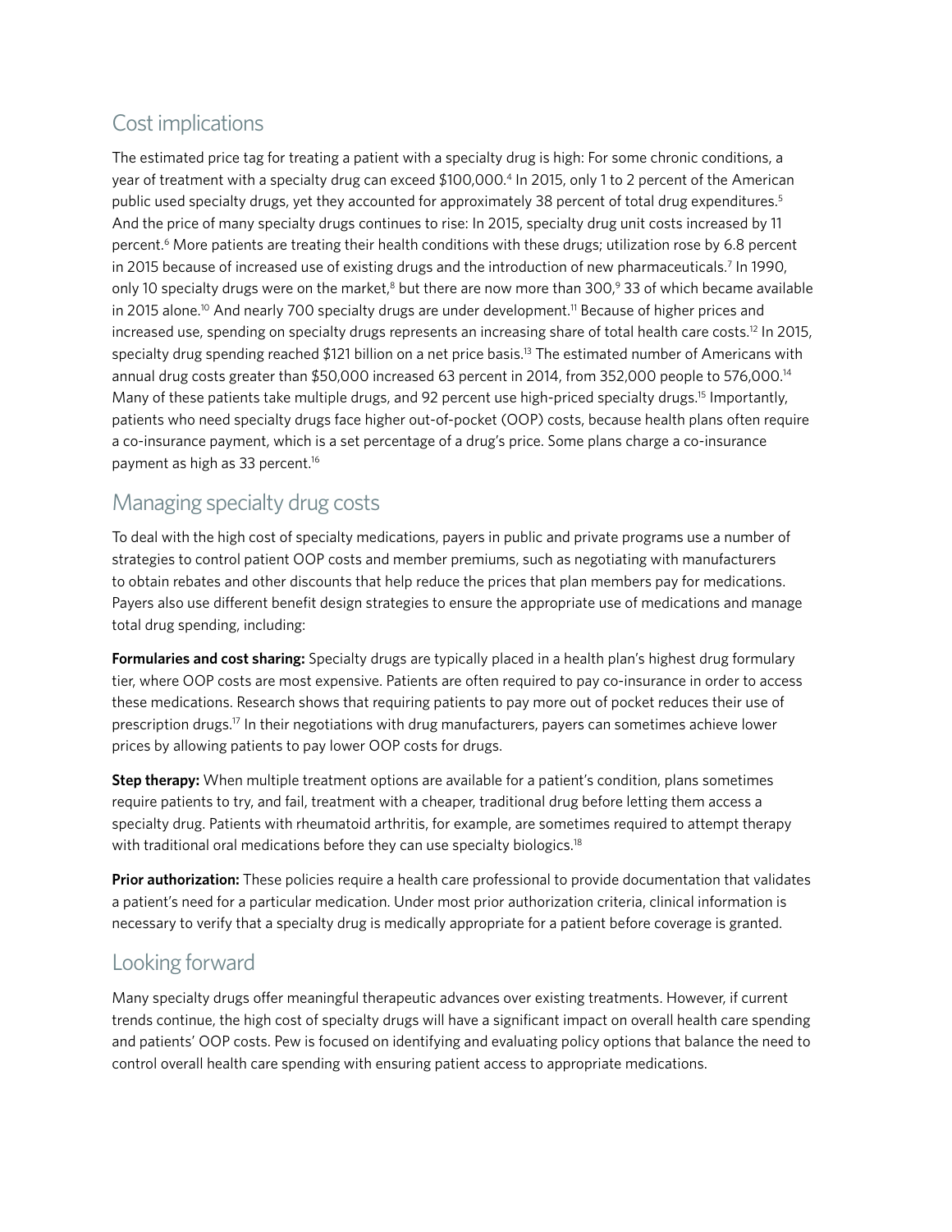## Cost implications

The estimated price tag for treating a patient with a specialty drug is high: For some chronic conditions, a year of treatment with a specialty drug can exceed $100,000.[4] In 2015, only 1 to 2 percent of the American public used specialty drugs, yet they accounted for approximately 38 percent of total drug expenditures.[5] And the price of many specialty drugs continues to rise: In 2015, specialty drug unit costs increased by 11 percent.[6] More patients are treating their health conditions with these drugs; utilization rose by 6.8 percent in 2015 because of increased use of existing drugs and the introduction of new pharmaceuticals.[7] In 1990, only 10 specialty drugs were on the market,[8] but there are now more than 300,[9] 33 of which became available in 2015 alone.[10] And nearly 700 specialty drugs are under development.[11] Because of higher prices and increased use, spending on specialty drugs represents an increasing share of total health care costs.[12] In 2015, specialty drug spending reached $121 billion on a net price basis.[13] The estimated number of Americans with annual drug costs greater than $50,000 increased 63 percent in 2014, from 352,000 people to 576,000.[14] Many of these patients take multiple drugs, and 92 percent use high-priced specialty drugs.[15] Importantly, patients who need specialty drugs face higher out-of-pocket (OOP) costs, because health plans often require a co-insurance payment, which is a set percentage of a drug's price. Some plans charge a co-insurance payment as high as 33 percent.[16]

## Managing specialty drug costs

To deal with the high cost of specialty medications, payers in public and private programs use a number of strategies to control patient OOP costs and member premiums, such as negotiating with manufacturers to obtain rebates and other discounts that help reduce the prices that plan members pay for medications. Payers also use different benefit design strategies to ensure the appropriate use of medications and manage total drug spending, including:

**Formularies and cost sharing:** Specialty drugs are typically placed in a health plan's highest drug formulary tier, where OOP costs are most expensive. Patients are often required to pay co-insurance in order to access these medications. Research shows that requiring patients to pay more out of pocket reduces their use of prescription drugs.[17] In their negotiations with drug manufacturers, payers can sometimes achieve lower prices by allowing patients to pay lower OOP costs for drugs.

**Step therapy:** When multiple treatment options are available for a patient's condition, plans sometimes require patients to try, and fail, treatment with a cheaper, traditional drug before letting them access a specialty drug. Patients with rheumatoid arthritis, for example, are sometimes required to attempt therapy with traditional oral medications before they can use specialty biologics.[18]

**Prior authorization:** These policies require a health care professional to provide documentation that validates a patient's need for a particular medication. Under most prior authorization criteria, clinical information is necessary to verify that a specialty drug is medically appropriate for a patient before coverage is granted.

## Looking forward

Many specialty drugs offer meaningful therapeutic advances over existing treatments. However, if current trends continue, the high cost of specialty drugs will have a significant impact on overall health care spending and patients' OOP costs. Pew is focused on identifying and evaluating policy options that balance the need to control overall health care spending with ensuring patient access to appropriate medications.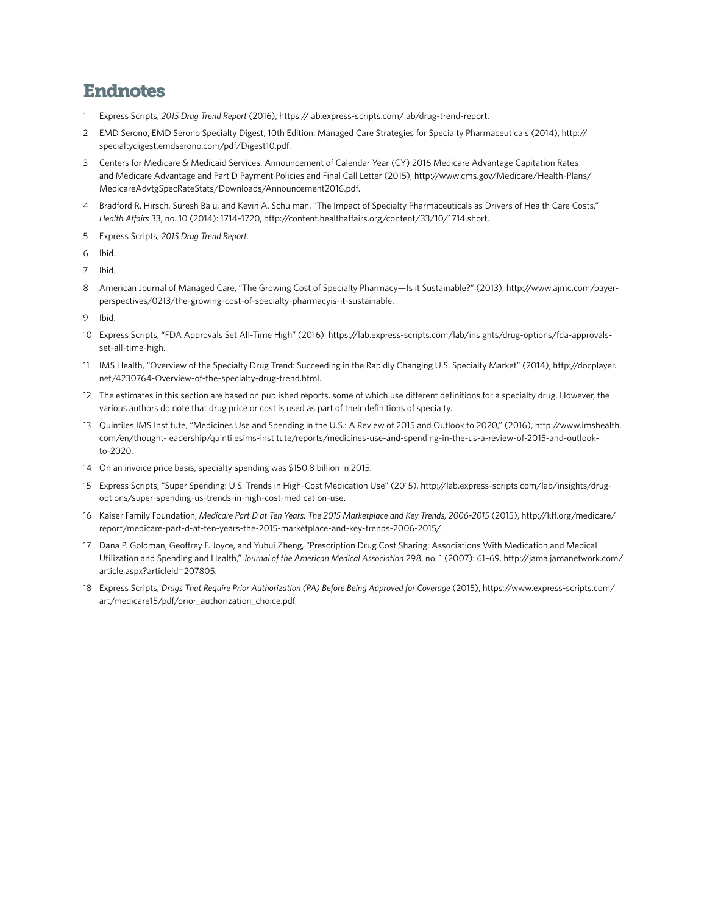## Endnotes

1. Express Scripts, *2015 Drug Trend Report* (2016), https://lab.express-scripts.com/lab/drug-trend-report.
2. EMD Serono, EMD Serono Specialty Digest, 10th Edition: Managed Care Strategies for Specialty Pharmaceuticals (2014), http://specialtydigest.emdserono.com/pdf/Digest10.pdf.
3. Centers for Medicare & Medicaid Services, Announcement of Calendar Year (CY) 2016 Medicare Advantage Capitation Rates and Medicare Advantage and Part D Payment Policies and Final Call Letter (2015), http://www.cms.gov/Medicare/Health-Plans/MedicareAdvtgSpecRateStats/Downloads/Announcement2016.pdf.
4. Bradford R. Hirsch, Suresh Balu, and Kevin A. Schulman, "The Impact of Specialty Pharmaceuticals as Drivers of Health Care Costs," *Health Affairs* 33, no. 10 (2014): 1714–1720, http://content.healthaffairs.org/content/33/10/1714.short.
5. Express Scripts, *2015 Drug Trend Report.*
6. Ibid.
7. Ibid.
8. American Journal of Managed Care, "The Growing Cost of Specialty Pharmacy—Is it Sustainable?" (2013), http://www.ajmc.com/payer-perspectives/0213/the-growing-cost-of-specialty-pharmacyis-it-sustainable.
9. Ibid.
10. Express Scripts, "FDA Approvals Set All-Time High" (2016), https://lab.express-scripts.com/lab/insights/drug-options/fda-approvals-set-all-time-high.
11. IMS Health, "Overview of the Specialty Drug Trend: Succeeding in the Rapidly Changing U.S. Specialty Market" (2014), http://docplayer.net/4230764-Overview-of-the-specialty-drug-trend.html.
12. The estimates in this section are based on published reports, some of which use different definitions for a specialty drug. However, the various authors do note that drug price or cost is used as part of their definitions of specialty.
13. Quintiles IMS Institute, "Medicines Use and Spending in the U.S.: A Review of 2015 and Outlook to 2020," (2016), http://www.imshealth.com/en/thought-leadership/quintilesims-institute/reports/medicines-use-and-spending-in-the-us-a-review-of-2015-and-outlook-to-2020.
14. On an invoice price basis, specialty spending was $150.8 billion in 2015.
15. Express Scripts, "Super Spending: U.S. Trends in High-Cost Medication Use" (2015), http://lab.express-scripts.com/lab/insights/drug-options/super-spending-us-trends-in-high-cost-medication-use.
16. Kaiser Family Foundation, *Medicare Part D at Ten Years: The 2015 Marketplace and Key Trends, 2006-2015* (2015), http://kff.org/medicare/report/medicare-part-d-at-ten-years-the-2015-marketplace-and-key-trends-2006-2015/.
17. Dana P. Goldman, Geoffrey F. Joyce, and Yuhui Zheng, "Prescription Drug Cost Sharing: Associations With Medication and Medical Utilization and Spending and Health," *Journal of the American Medical Association* 298, no. 1 (2007): 61–69, http://jama.jamanetwork.com/article.aspx?articleid=207805.
18. Express Scripts, *Drugs That Require Prior Authorization (PA) Before Being Approved for Coverage* (2015), https://www.express-scripts.com/art/medicare15/pdf/prior_authorization_choice.pdf.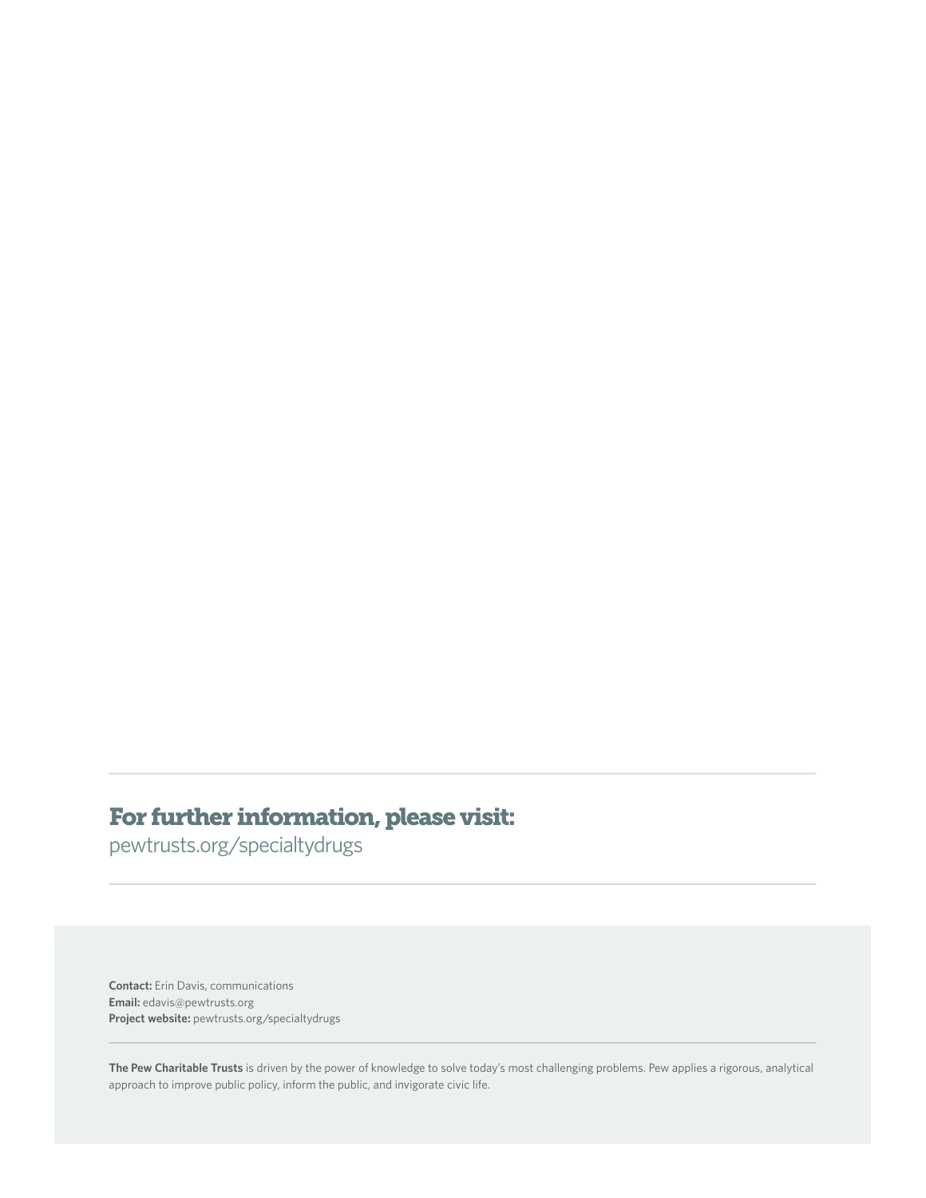## For further information, please visit:

pewtrusts.org/specialtydrugs

**Contact:** Erin Davis, communications
**Email:** edavis@pewtrusts.org
**Project website:** pewtrusts.org/specialtydrugs

**The Pew Charitable Trusts** is driven by the power of knowledge to solve today's most challenging problems. Pew applies a rigorous, analytical approach to improve public policy, inform the public, and invigorate civic life.